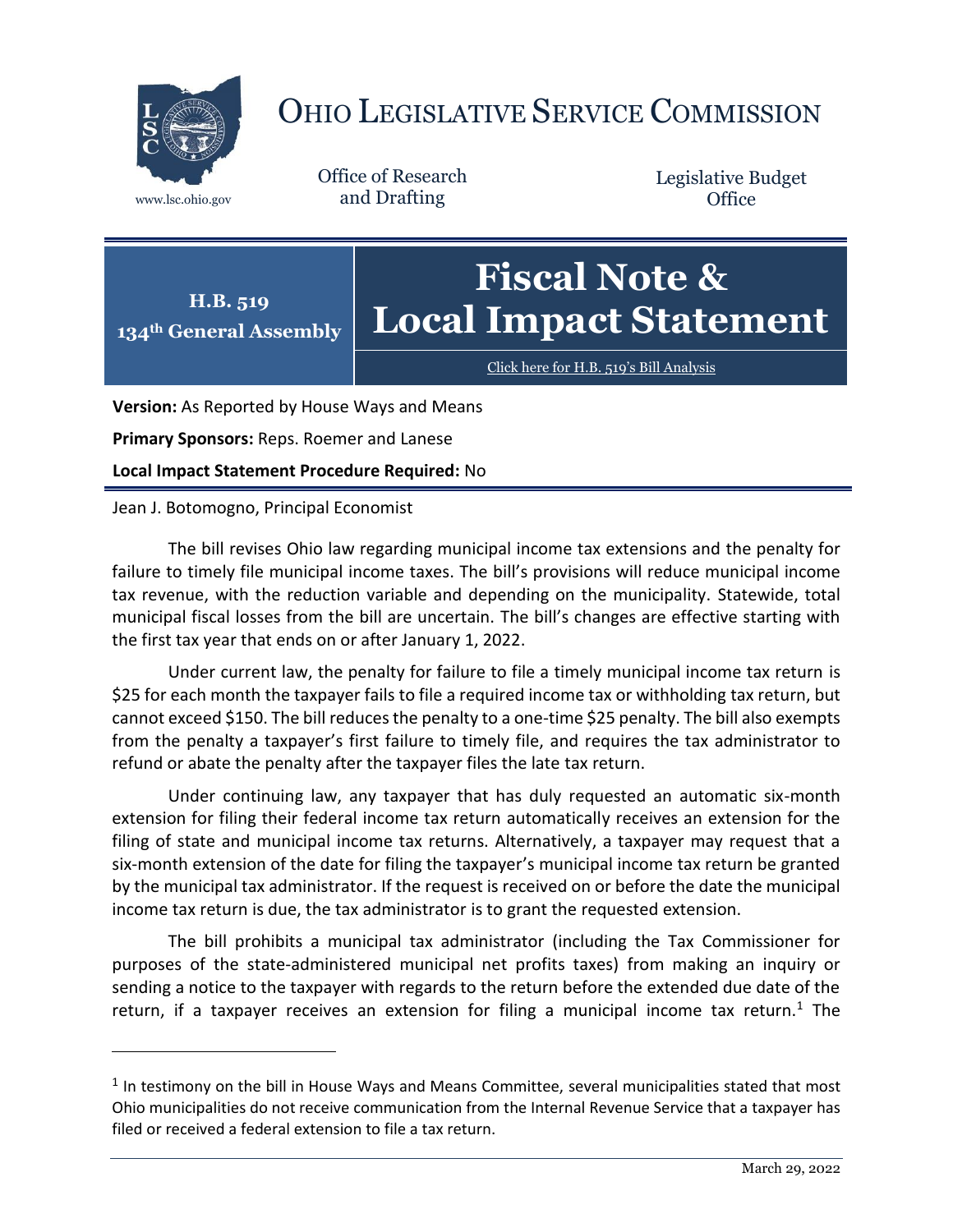# OHIO LEGISLATIVE SERVICE COMMISSION

www.lsc.ohio.gov

Office of Research and Drafting

Legislative Budget Office

**H.B. 519**
**134th General Assembly**

# Fiscal Note & Local Impact Statement

Click here for H.B. 519's Bill Analysis

**Version:** As Reported by House Ways and Means

**Primary Sponsors:** Reps. Roemer and Lanese

**Local Impact Statement Procedure Required:** No

Jean J. Botomogno, Principal Economist

The bill revises Ohio law regarding municipal income tax extensions and the penalty for failure to timely file municipal income taxes. The bill's provisions will reduce municipal income tax revenue, with the reduction variable and depending on the municipality. Statewide, total municipal fiscal losses from the bill are uncertain. The bill's changes are effective starting with the first tax year that ends on or after January 1, 2022.

Under current law, the penalty for failure to file a timely municipal income tax return is $25 for each month the taxpayer fails to file a required income tax or withholding tax return, but cannot exceed $150. The bill reduces the penalty to a one-time $25 penalty. The bill also exempts from the penalty a taxpayer's first failure to timely file, and requires the tax administrator to refund or abate the penalty after the taxpayer files the late tax return.

Under continuing law, any taxpayer that has duly requested an automatic six-month extension for filing their federal income tax return automatically receives an extension for the filing of state and municipal income tax returns. Alternatively, a taxpayer may request that a six-month extension of the date for filing the taxpayer's municipal income tax return be granted by the municipal tax administrator. If the request is received on or before the date the municipal income tax return is due, the tax administrator is to grant the requested extension.

The bill prohibits a municipal tax administrator (including the Tax Commissioner for purposes of the state-administered municipal net profits taxes) from making an inquiry or sending a notice to the taxpayer with regards to the return before the extended due date of the return, if a taxpayer receives an extension for filing a municipal income tax return.[1] The

[1] In testimony on the bill in House Ways and Means Committee, several municipalities stated that most Ohio municipalities do not receive communication from the Internal Revenue Service that a taxpayer has filed or received a federal extension to file a tax return.

March 29, 2022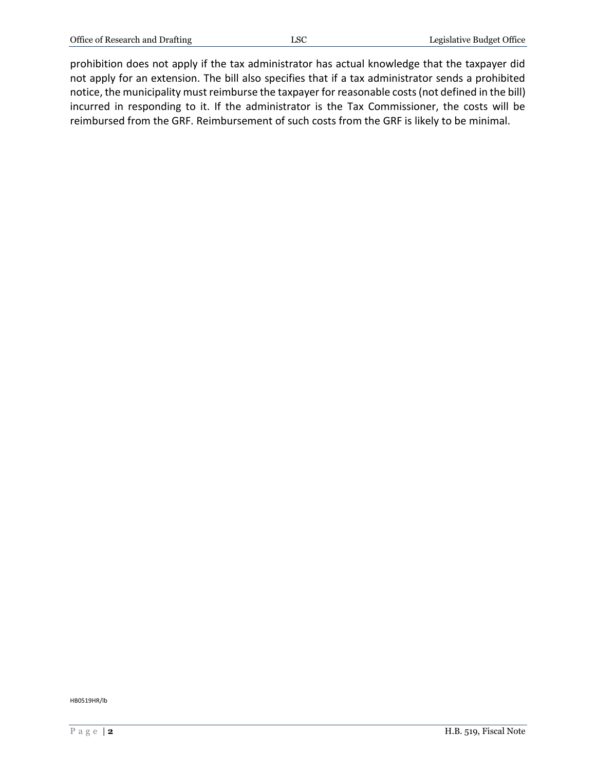prohibition does not apply if the tax administrator has actual knowledge that the taxpayer did not apply for an extension. The bill also specifies that if a tax administrator sends a prohibited notice, the municipality must reimburse the taxpayer for reasonable costs (not defined in the bill) incurred in responding to it. If the administrator is the Tax Commissioner, the costs will be reimbursed from the GRF. Reimbursement of such costs from the GRF is likely to be minimal.

HB0519HR/lb